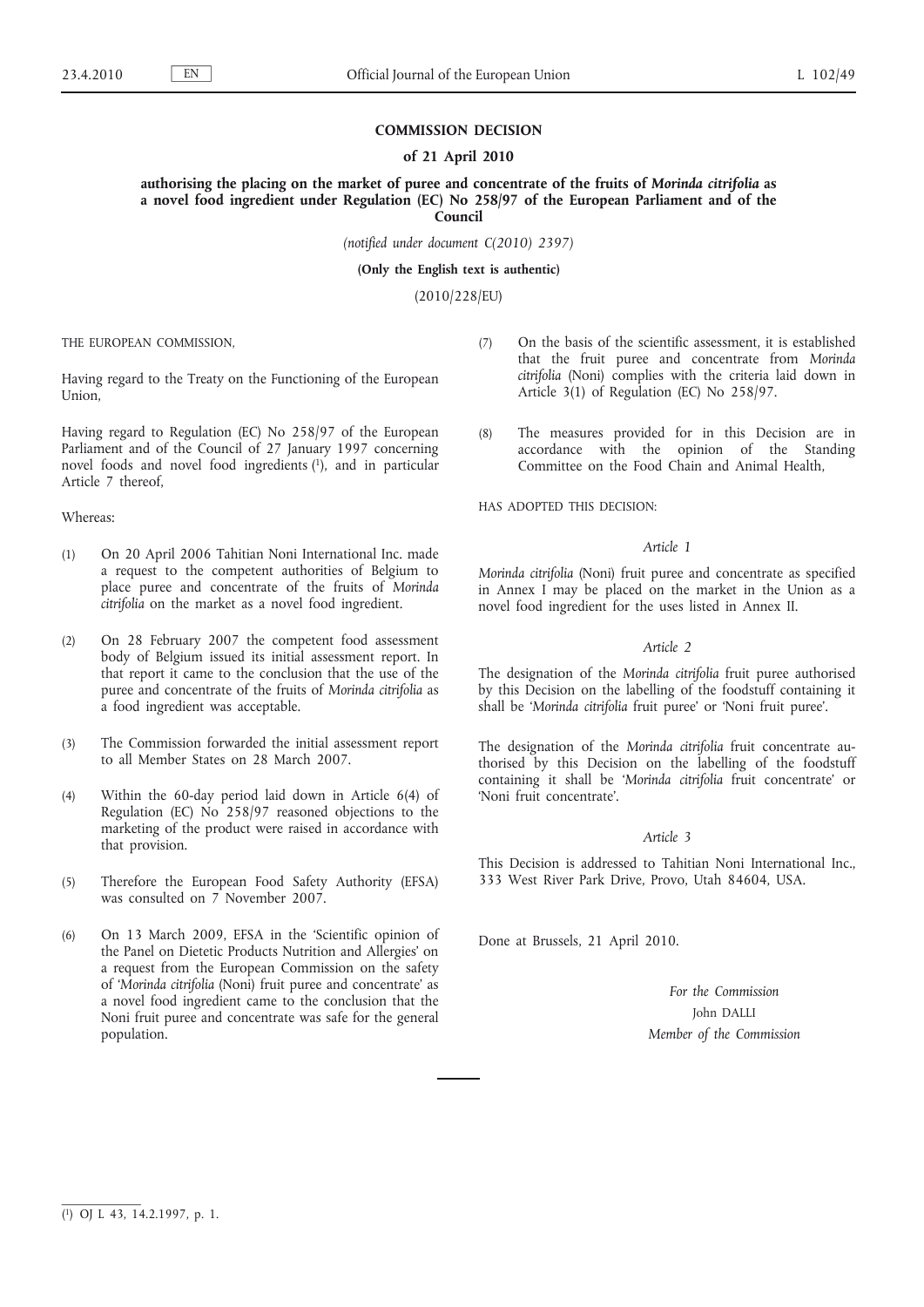# COMMISSION DECISION

## of 21 April 2010

### authorising the placing on the market of puree and concentrate of the fruits of *Morinda citrifolia* as a novel food ingredient under Regulation (EC) No 258/97 of the European Parliament and of the Council

*(notified under document C(2010) 2397)*

**(Only the English text is authentic)**

(2010/228/EU)

THE EUROPEAN COMMISSION,

Having regard to the Treaty on the Functioning of the European Union,

Having regard to Regulation (EC) No 258/97 of the European Parliament and of the Council of 27 January 1997 concerning novel foods and novel food ingredients [1], and in particular Article 7 thereof,

Whereas:

(1) On 20 April 2006 Tahitian Noni International Inc. made a request to the competent authorities of Belgium to place puree and concentrate of the fruits of *Morinda citrifolia* on the market as a novel food ingredient.

(2) On 28 February 2007 the competent food assessment body of Belgium issued its initial assessment report. In that report it came to the conclusion that the use of the puree and concentrate of the fruits of *Morinda citrifolia* as a food ingredient was acceptable.

(3) The Commission forwarded the initial assessment report to all Member States on 28 March 2007.

(4) Within the 60-day period laid down in Article 6(4) of Regulation (EC) No 258/97 reasoned objections to the marketing of the product were raised in accordance with that provision.

(5) Therefore the European Food Safety Authority (EFSA) was consulted on 7 November 2007.

(6) On 13 March 2009, EFSA in the 'Scientific opinion of the Panel on Dietetic Products Nutrition and Allergies' on a request from the European Commission on the safety of '*Morinda citrifolia* (Noni) fruit puree and concentrate' as a novel food ingredient came to the conclusion that the Noni fruit puree and concentrate was safe for the general population.

(7) On the basis of the scientific assessment, it is established that the fruit puree and concentrate from *Morinda citrifolia* (Noni) complies with the criteria laid down in Article 3(1) of Regulation (EC) No 258/97.

(8) The measures provided for in this Decision are in accordance with the opinion of the Standing Committee on the Food Chain and Animal Health,

HAS ADOPTED THIS DECISION:

*Article 1*

*Morinda citrifolia* (Noni) fruit puree and concentrate as specified in Annex I may be placed on the market in the Union as a novel food ingredient for the uses listed in Annex II.

*Article 2*

The designation of the *Morinda citrifolia* fruit puree authorised by this Decision on the labelling of the foodstuff containing it shall be '*Morinda citrifolia* fruit puree' or 'Noni fruit puree'.

The designation of the *Morinda citrifolia* fruit concentrate authorised by this Decision on the labelling of the foodstuff containing it shall be '*Morinda citrifolia* fruit concentrate' or 'Noni fruit concentrate'.

*Article 3*

This Decision is addressed to Tahitian Noni International Inc., 333 West River Park Drive, Provo, Utah 84604, USA.

Done at Brussels, 21 April 2010.

*For the Commission*

John DALLI

*Member of the Commission*

---

[1] OJ L 43, 14.2.1997, p. 1.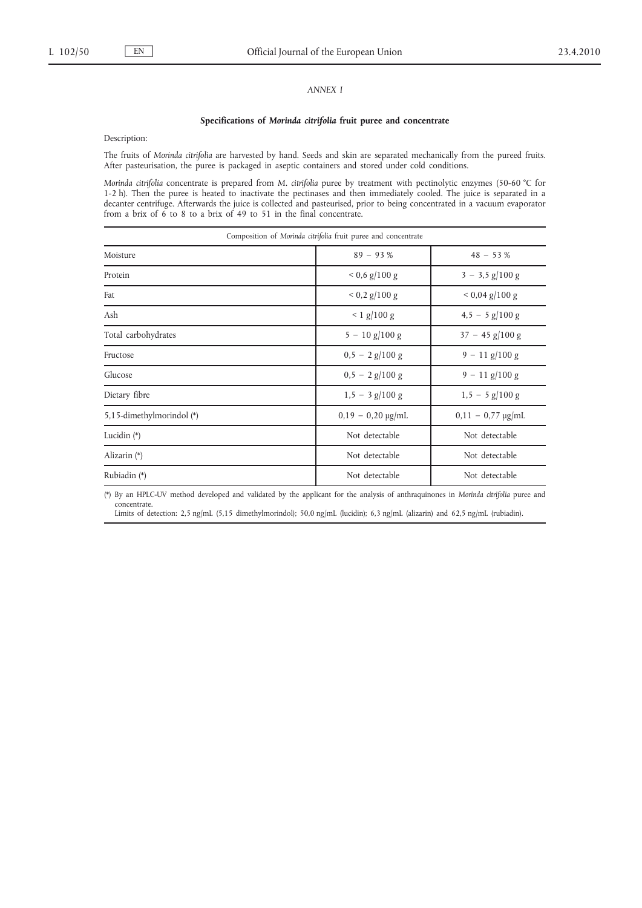*ANNEX I*

**Specifications of *Morinda citrifolia* fruit puree and concentrate**

Description:

The fruits of *Morinda citrifolia* are harvested by hand. Seeds and skin are separated mechanically from the pureed fruits. After pasteurisation, the puree is packaged in aseptic containers and stored under cold conditions.

*Morinda citrifolia* concentrate is prepared from *M. citrifolia* puree by treatment with pectinolytic enzymes (50-60 °C for 1-2 h). Then the puree is heated to inactivate the pectinases and then immediately cooled. The juice is separated in a decanter centrifuge. Afterwards the juice is collected and pasteurised, prior to being concentrated in a vacuum evaporator from a brix of 6 to 8 to a brix of 49 to 51 in the final concentrate.

| Composition of *Morinda citrifolia* fruit puree and concentrate | | |
|---|---|---|
| Moisture | 89 – 93 % | 48 – 53 % |
| Protein | < 0,6 g/100 g | 3 – 3,5 g/100 g |
| Fat | < 0,2 g/100 g | < 0,04 g/100 g |
| Ash | < 1 g/100 g | 4,5 – 5 g/100 g |
| Total carbohydrates | 5 – 10 g/100 g | 37 – 45 g/100 g |
| Fructose | 0,5 – 2 g/100 g | 9 – 11 g/100 g |
| Glucose | 0,5 – 2 g/100 g | 9 – 11 g/100 g |
| Dietary fibre | 1,5 – 3 g/100 g | 1,5 – 5 g/100 g |
| 5,15-dimethylmorindol (*) | 0,19 – 0,20 μg/mL | 0,11 – 0,77 μg/mL |
| Lucidin (*) | Not detectable | Not detectable |
| Alizarin (*) | Not detectable | Not detectable |
| Rubiadin (*) | Not detectable | Not detectable |

(*) By an HPLC-UV method developed and validated by the applicant for the analysis of anthraquinones in *Morinda citrifolia* puree and concentrate.
Limits of detection: 2,5 ng/mL (5,15 dimethylmorindol); 50,0 ng/mL (lucidin); 6,3 ng/mL (alizarin) and 62,5 ng/mL (rubiadin).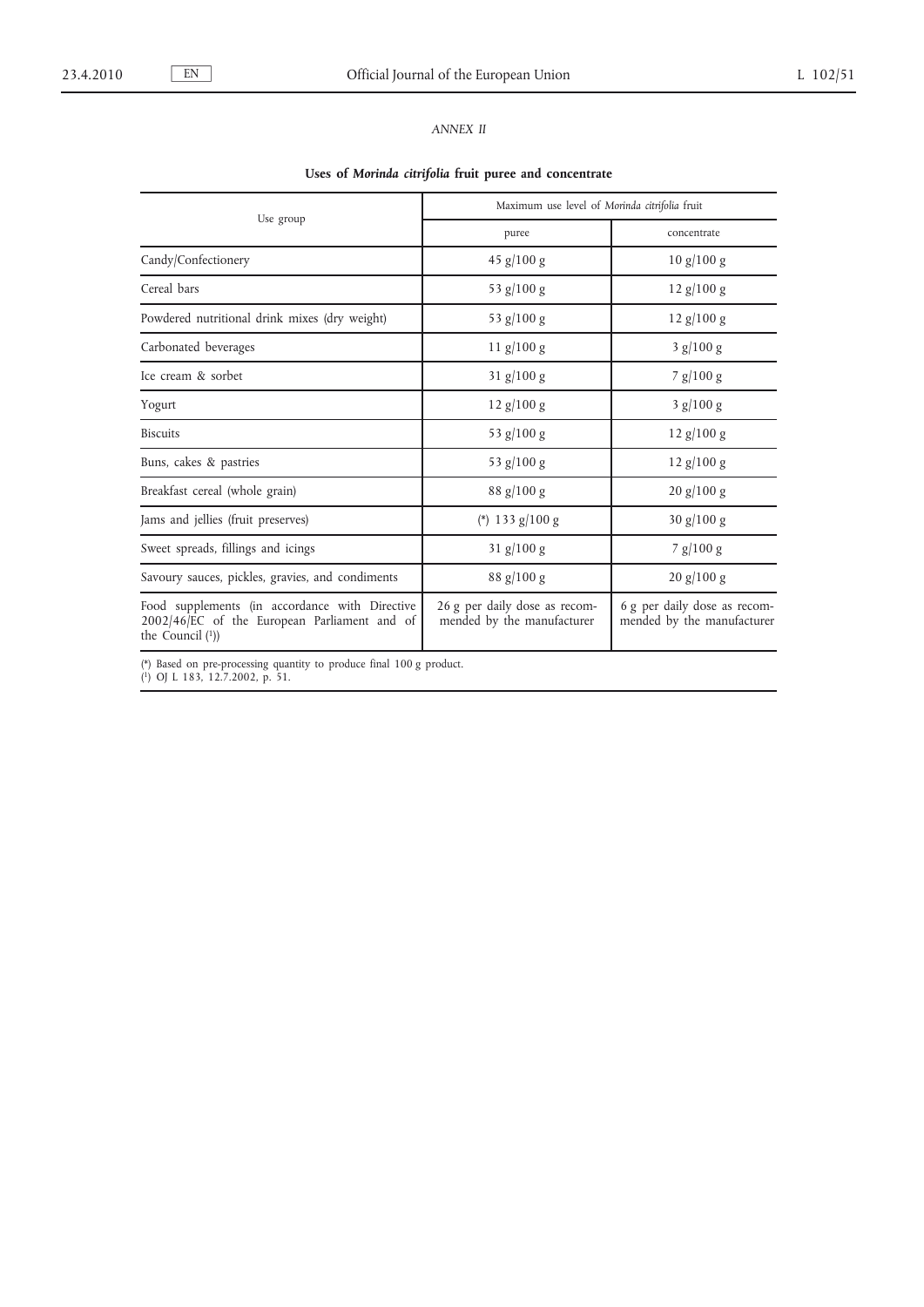*ANNEX II*

## Uses of *Morinda citrifolia* fruit puree and concentrate

| Use group | Maximum use level of *Morinda citrifolia* fruit | |
|---|---|---|
| | puree | concentrate |
| Candy/Confectionery | 45 g/100 g | 10 g/100 g |
| Cereal bars | 53 g/100 g | 12 g/100 g |
| Powdered nutritional drink mixes (dry weight) | 53 g/100 g | 12 g/100 g |
| Carbonated beverages | 11 g/100 g | 3 g/100 g |
| Ice cream & sorbet | 31 g/100 g | 7 g/100 g |
| Yogurt | 12 g/100 g | 3 g/100 g |
| Biscuits | 53 g/100 g | 12 g/100 g |
| Buns, cakes & pastries | 53 g/100 g | 12 g/100 g |
| Breakfast cereal (whole grain) | 88 g/100 g | 20 g/100 g |
| Jams and jellies (fruit preserves) | (*) 133 g/100 g | 30 g/100 g |
| Sweet spreads, fillings and icings | 31 g/100 g | 7 g/100 g |
| Savoury sauces, pickles, gravies, and condiments | 88 g/100 g | 20 g/100 g |
| Food supplements (in accordance with Directive 2002/46/EC of the European Parliament and of the Council [1]) | 26 g per daily dose as recommended by the manufacturer | 6 g per daily dose as recommended by the manufacturer |

(*) Based on pre-processing quantity to produce final 100 g product.
[1] OJ L 183, 12.7.2002, p. 51.